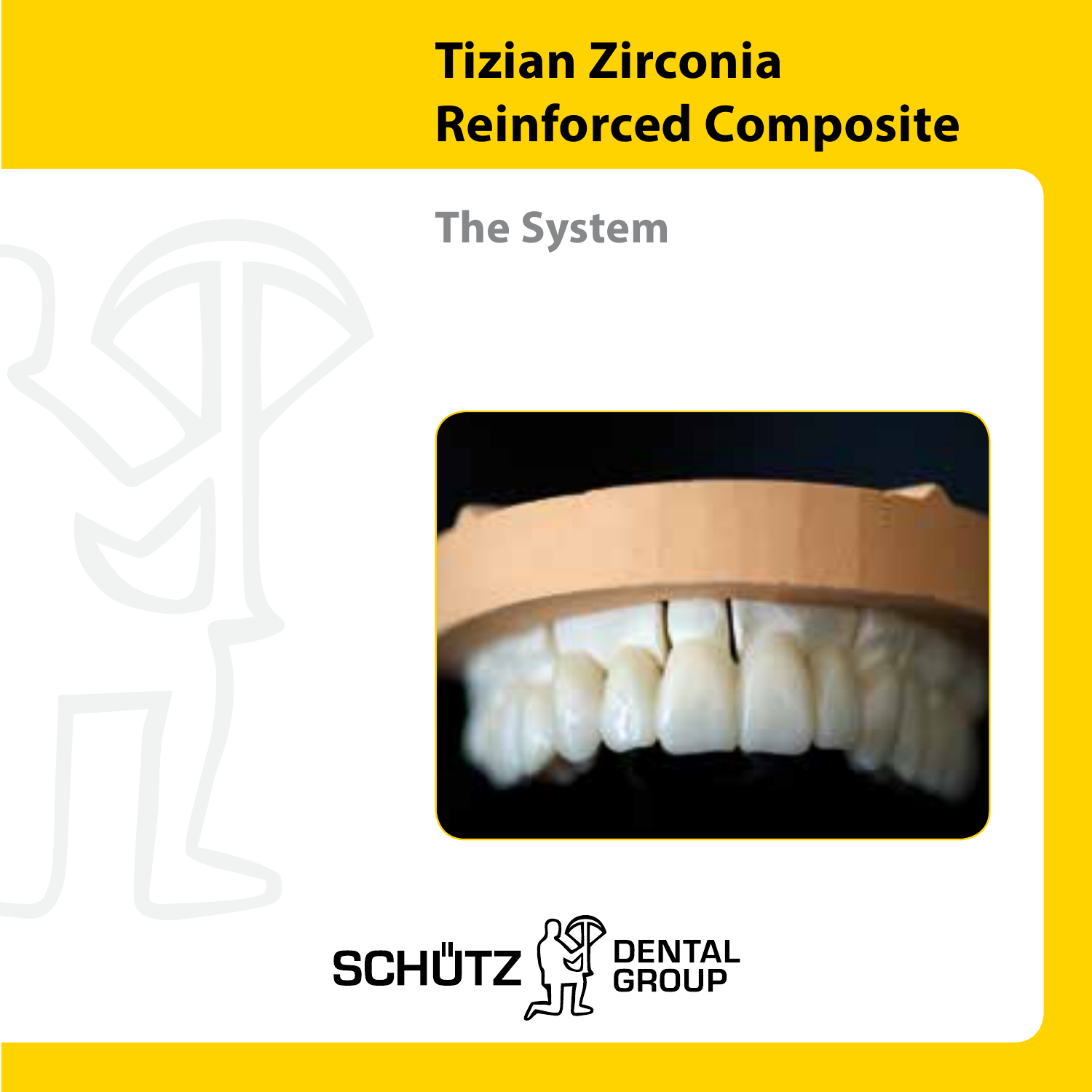# Tizian Zirconia Reinforced Composite

## The System

SCHÜTZ DENTAL GROUP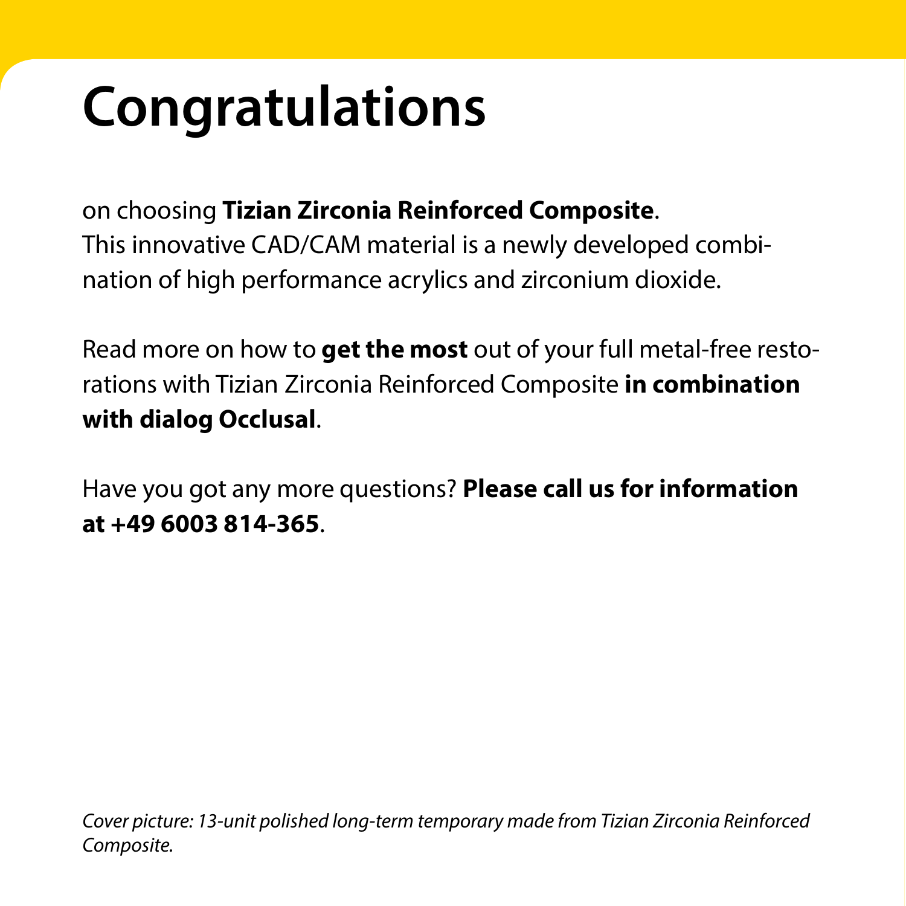# Congratulations

on choosing **Tizian Zirconia Reinforced Composite**.
This innovative CAD/CAM material is a newly developed combination of high performance acrylics and zirconium dioxide.

Read more on how to **get the most** out of your full metal-free restorations with Tizian Zirconia Reinforced Composite **in combination with dialog Occlusal**.

Have you got any more questions? **Please call us for information at +49 6003 814-365**.

*Cover picture: 13-unit polished long-term temporary made from Tizian Zirconia Reinforced Composite.*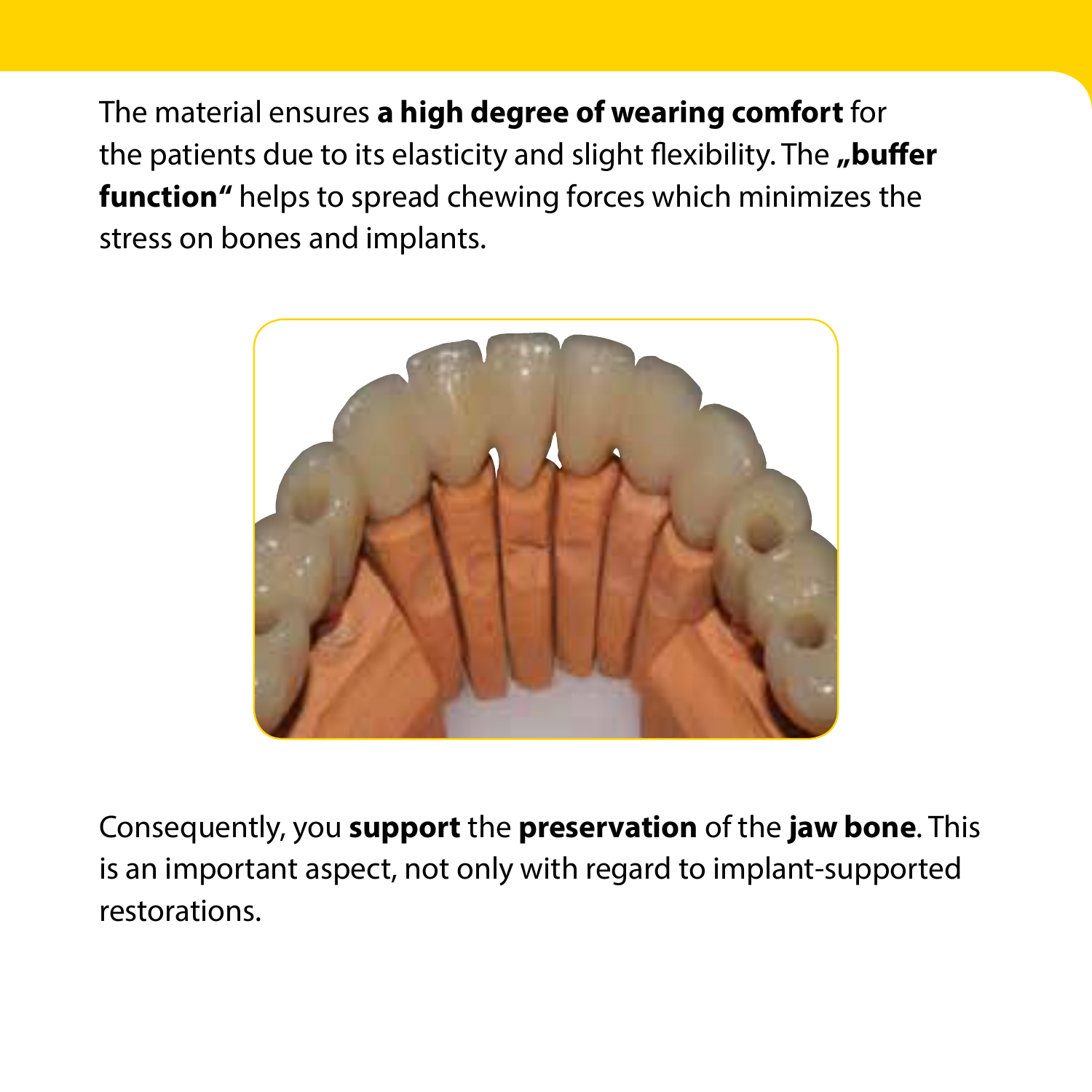The material ensures **a high degree of wearing comfort** for the patients due to its elasticity and slight flexibility. The **„buffer function“** helps to spread chewing forces which minimizes the stress on bones and implants.

Consequently, you **support** the **preservation** of the **jaw bone**. This is an important aspect, not only with regard to implant-supported restorations.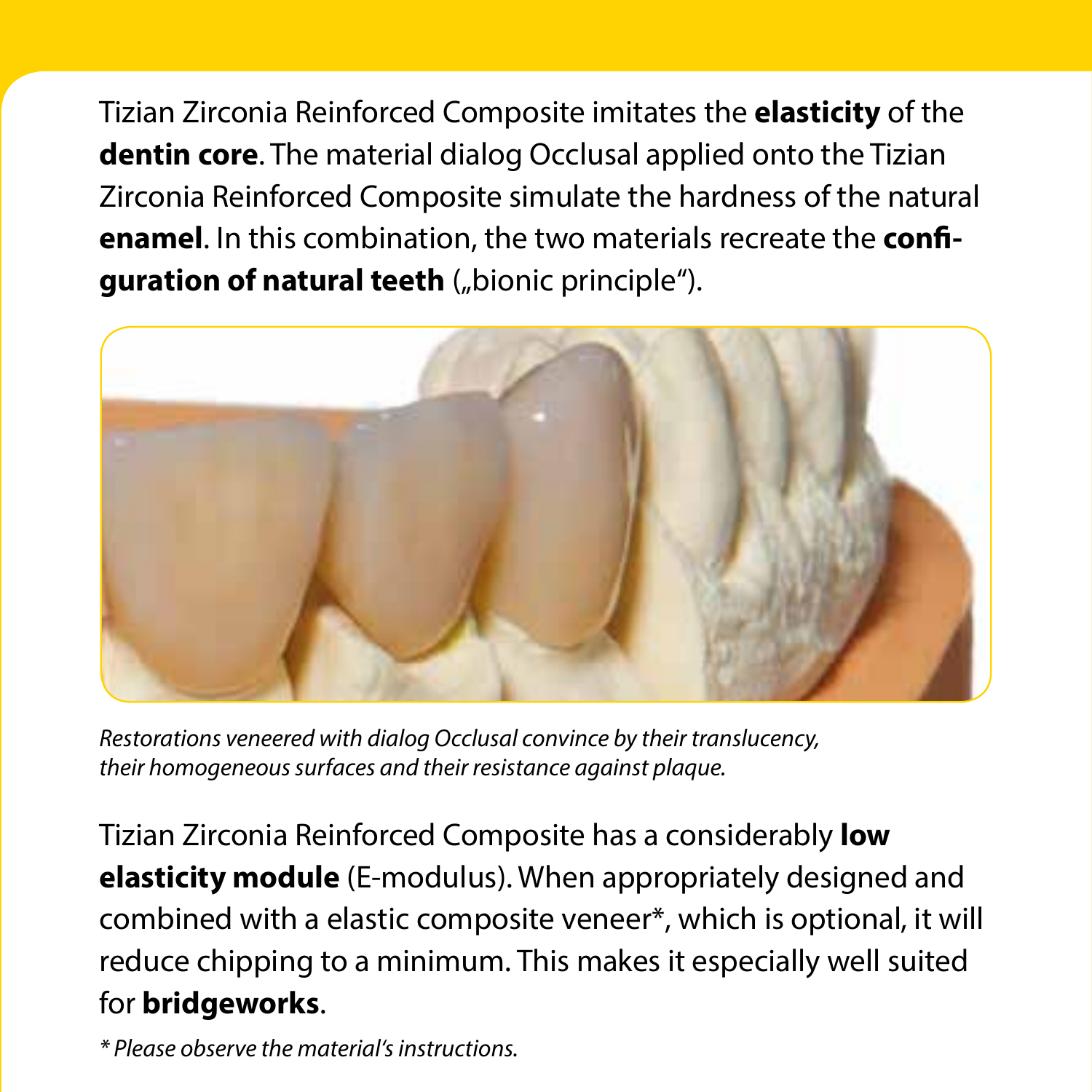Tizian Zirconia Reinforced Composite imitates the **elasticity** of the **dentin core**. The material dialog Occlusal applied onto the Tizian Zirconia Reinforced Composite simulate the hardness of the natural **enamel**. In this combination, the two materials recreate the **configuration of natural teeth** („bionic principle").

*Restorations veneered with dialog Occlusal convince by their translucency, their homogeneous surfaces and their resistance against plaque.*

Tizian Zirconia Reinforced Composite has a considerably **low elasticity module** (E-modulus). When appropriately designed and combined with a elastic composite veneer*, which is optional, it will reduce chipping to a minimum. This makes it especially well suited for **bridgeworks**.

*\* Please observe the material's instructions.*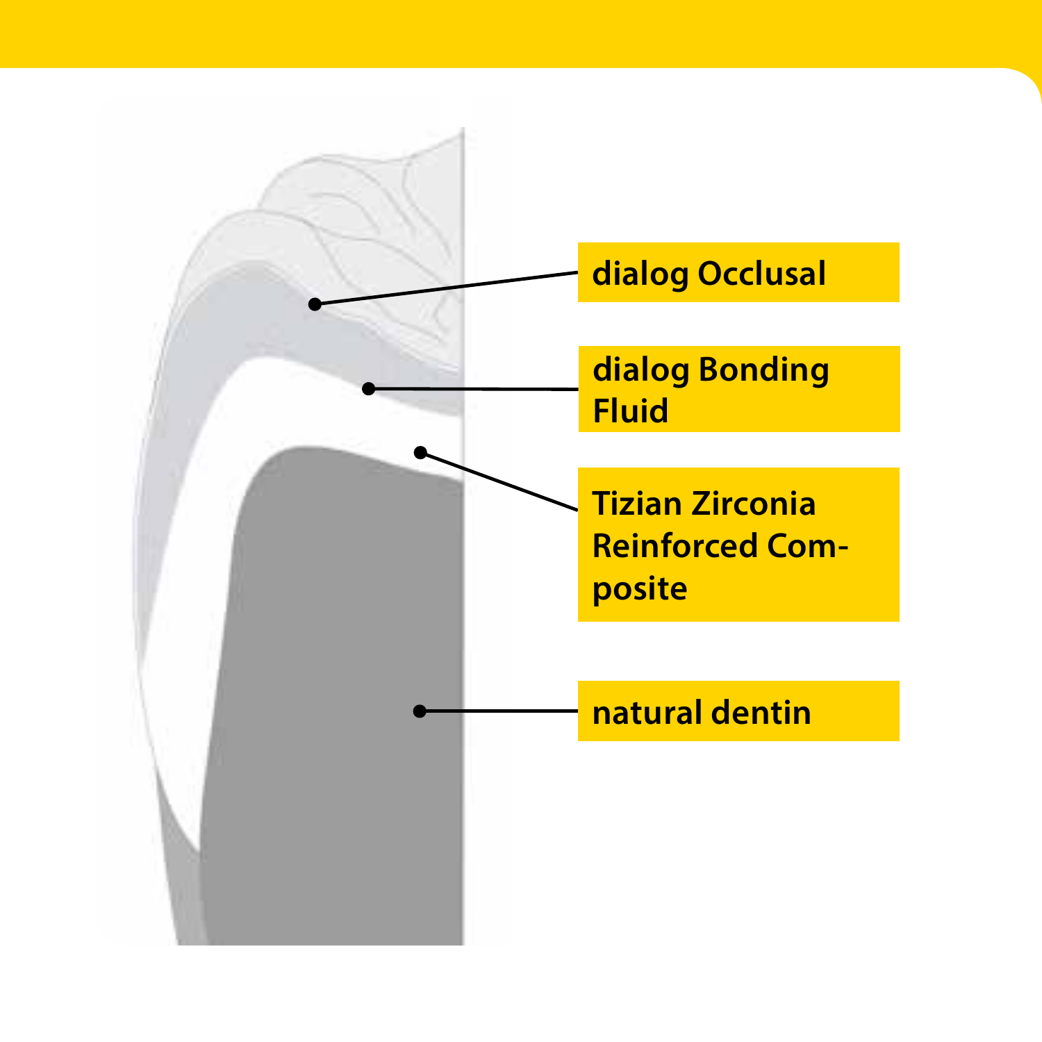dialog Occlusal

dialog Bonding Fluid

Tizian Zirconia Reinforced Composite

natural dentin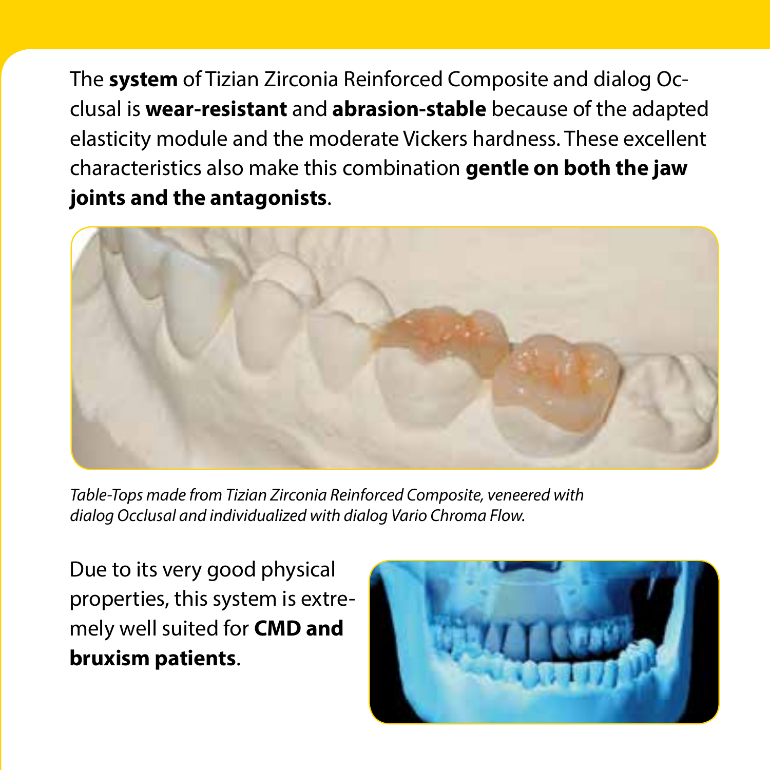The **system** of Tizian Zirconia Reinforced Composite and dialog Occlusal is **wear-resistant** and **abrasion-stable** because of the adapted elasticity module and the moderate Vickers hardness. These excellent characteristics also make this combination **gentle on both the jaw joints and the antagonists**.

*Table-Tops made from Tizian Zirconia Reinforced Composite, veneered with dialog Occlusal and individualized with dialog Vario Chroma Flow.*

Due to its very good physical properties, this system is extremely well suited for **CMD and bruxism patients**.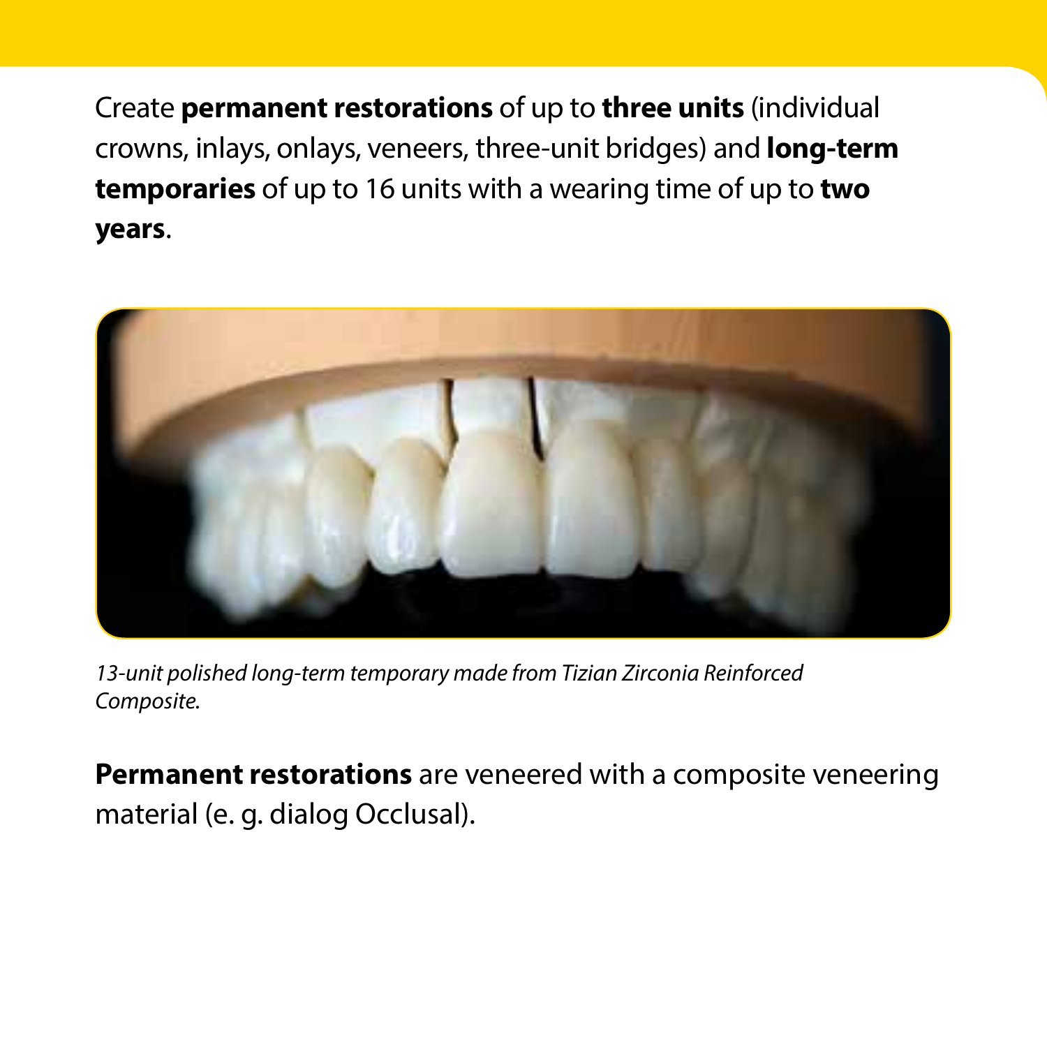Create **permanent restorations** of up to **three units** (individual crowns, inlays, onlays, veneers, three-unit bridges) and **long-term temporaries** of up to 16 units with a wearing time of up to **two years**.

*13-unit polished long-term temporary made from Tizian Zirconia Reinforced Composite.*

**Permanent restorations** are veneered with a composite veneering material (e. g. dialog Occlusal).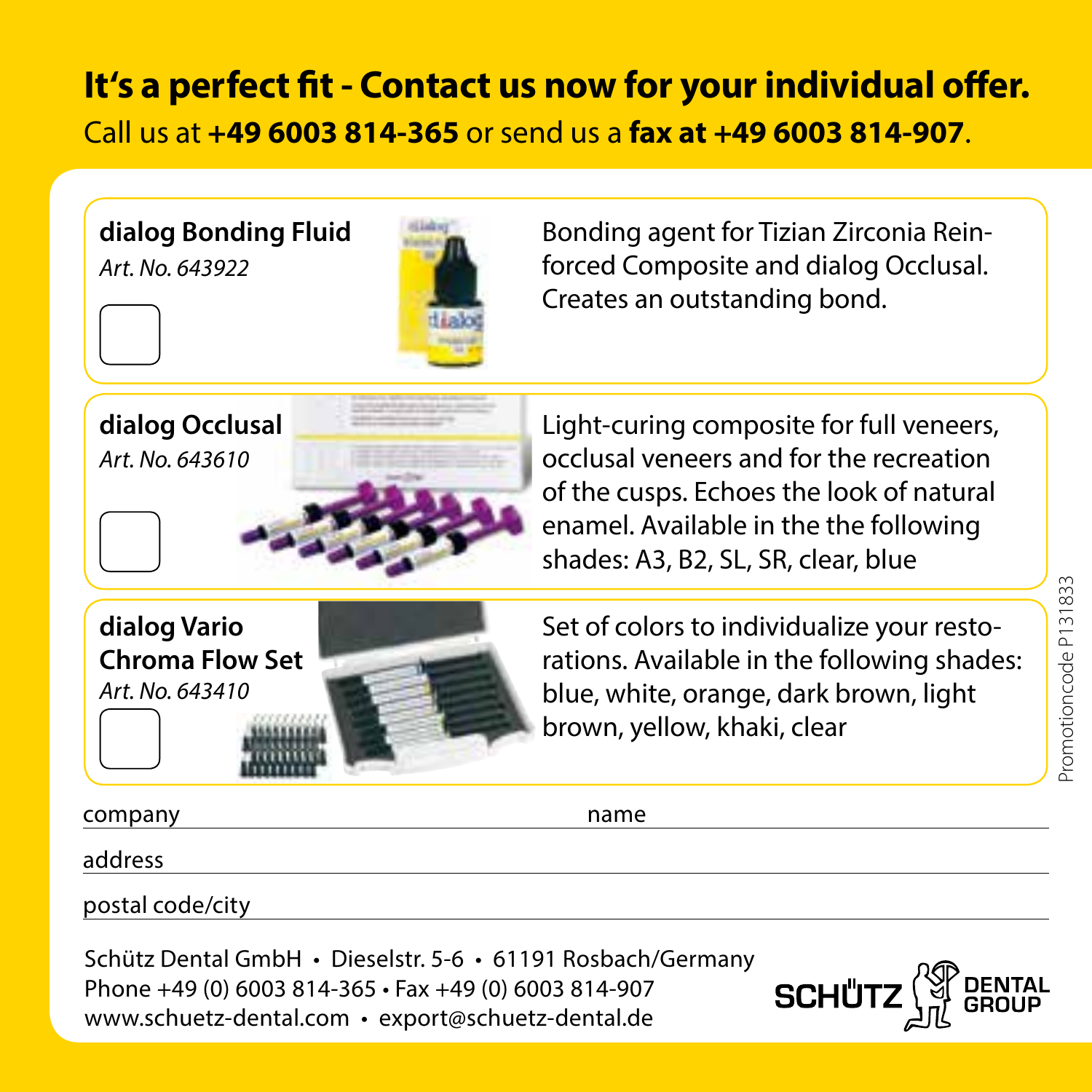# It‘s a perfect fit - Contact us now for your individual offer.

Call us at **+49 6003 814-365** or send us a **fax at +49 6003 814-907**.

**dialog Bonding Fluid**
*Art. No. 643922*

Bonding agent for Tizian Zirconia Reinforced Composite and dialog Occlusal. Creates an outstanding bond.

**dialog Occlusal**
*Art. No. 643610*

Light-curing composite for full veneers, occlusal veneers and for the recreation of the cusps. Echoes the look of natural enamel. Available in the the following shades: A3, B2, SL, SR, clear, blue

**dialog Vario Chroma Flow Set**
*Art. No. 643410*

Set of colors to individualize your restorations. Available in the following shades: blue, white, orange, dark brown, light brown, yellow, khaki, clear

Promotioncode P131833

company ______________________ name ______________________

address ______________________

postal code/city ______________________

Schütz Dental GmbH • Dieselstr. 5-6 • 61191 Rosbach/Germany
Phone +49 (0) 6003 814-365 • Fax +49 (0) 6003 814-907
www.schuetz-dental.com • export@schuetz-dental.de

SCHÜTZ DENTAL GROUP